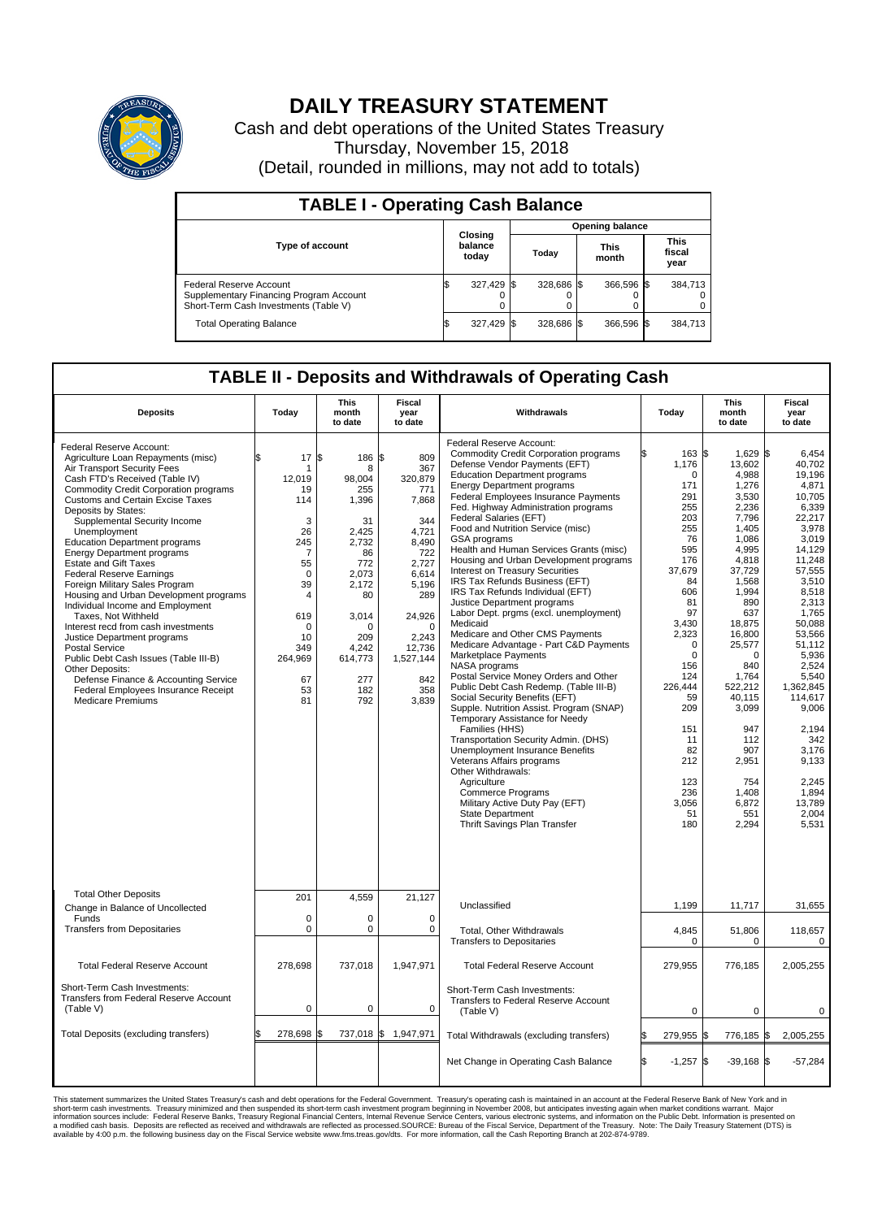# DAILY TREASURY STATEMENT

Cash and debt operations of the United States Treasury

Thursday, November 15, 2018

(Detail, rounded in millions, may not add to totals)

## TABLE I - Operating Cash Balance

| Type of account | Closing balance today | Opening balance Today | Opening balance This month | Opening balance This fiscal year |
|---|---|---|---|---|
| Federal Reserve Account | $ 327,429 | $ 328,686 | $ 366,596 | $ 384,713 |
| Supplementary Financing Program Account | 0 | 0 | 0 | 0 |
| Short-Term Cash Investments (Table V) | 0 | 0 | 0 | 0 |
| Total Operating Balance | $ 327,429 | $ 328,686 | $ 366,596 | $ 384,713 |

## TABLE II - Deposits and Withdrawals of Operating Cash

| Deposits | Today | This month to date | Fiscal year to date | Withdrawals | Today | This month to date | Fiscal year to date |
|---|---|---|---|---|---|---|---|
| Federal Reserve Account: | | | | Federal Reserve Account: | | | |
| Agriculture Loan Repayments (misc) | $ 17 | $ 186 | $ 809 | Commodity Credit Corporation programs | $ 163 | $ 1,629 | $ 6,454 |
| Air Transport Security Fees | 1 | 8 | 367 | Defense Vendor Payments (EFT) | 1,176 | 13,602 | 40,702 |
| Cash FTD's Received (Table IV) | 12,019 | 98,004 | 320,879 | Education Department programs | 0 | 4,988 | 19,196 |
| Commodity Credit Corporation programs | 19 | 255 | 771 | Energy Department programs | 171 | 1,276 | 4,871 |
| Customs and Certain Excise Taxes | 114 | 1,396 | 7,868 | Federal Employees Insurance Payments | 291 | 3,530 | 10,705 |
| Deposits by States: | | | | Fed. Highway Administration programs | 255 | 2,236 | 6,339 |
| Supplemental Security Income | 3 | 31 | 344 | Federal Salaries (EFT) | 203 | 7,796 | 22,217 |
| Unemployment | 26 | 2,425 | 4,721 | Food and Nutrition Service (misc) | 255 | 1,405 | 3,978 |
| Education Department programs | 245 | 2,732 | 8,490 | GSA programs | 76 | 1,086 | 3,019 |
| Energy Department programs | 7 | 86 | 722 | Health and Human Services Grants (misc) | 595 | 4,995 | 14,129 |
| Estate and Gift Taxes | 55 | 772 | 2,727 | Housing and Urban Development programs | 176 | 4,818 | 11,248 |
| Federal Reserve Earnings | 0 | 2,073 | 6,614 | Interest on Treasury Securities | 37,679 | 37,729 | 57,555 |
| Foreign Military Sales Program | 39 | 2,172 | 5,196 | IRS Tax Refunds Business (EFT) | 84 | 1,568 | 3,510 |
| Housing and Urban Development programs | 4 | 80 | 289 | IRS Tax Refunds Individual (EFT) | 606 | 1,994 | 8,518 |
| Individual Income and Employment | | | | Justice Department programs | 81 | 890 | 2,313 |
| Taxes, Not Withheld | 619 | 3,014 | 24,926 | Labor Dept. prgms (excl. unemployment) | 97 | 637 | 1,765 |
| Interest recd from cash investments | 0 | 0 | 0 | Medicaid | 3,430 | 18,875 | 50,088 |
| Justice Department programs | 10 | 209 | 2,243 | Medicare and Other CMS Payments | 2,323 | 16,800 | 53,566 |
| Postal Service | 349 | 4,242 | 12,736 | Medicare Advantage - Part C&D Payments | 0 | 25,577 | 51,112 |
| Public Debt Cash Issues (Table III-B) | 264,969 | 614,773 | 1,527,144 | Marketplace Payments | 0 | 0 | 5,936 |
| Other Deposits: | | | | NASA programs | 156 | 840 | 2,524 |
| Defense Finance & Accounting Service | 67 | 277 | 842 | Postal Service Money Orders and Other | 124 | 1,764 | 5,540 |
| Federal Employees Insurance Receipt | 53 | 182 | 358 | Public Debt Cash Redemp. (Table III-B) | 226,444 | 522,212 | 1,362,845 |
| Medicare Premiums | 81 | 792 | 3,839 | Social Security Benefits (EFT) | 59 | 40,115 | 114,617 |
| | | | | Supple. Nutrition Assist. Program (SNAP) | 209 | 3,099 | 9,006 |
| | | | | Temporary Assistance for Needy Families (HHS) | 151 | 947 | 2,194 |
| | | | | Transportation Security Admin. (DHS) | 11 | 112 | 342 |
| | | | | Unemployment Insurance Benefits | 82 | 907 | 3,176 |
| | | | | Veterans Affairs programs | 212 | 2,951 | 9,133 |
| | | | | Other Withdrawals: | | | |
| | | | | Agriculture | 123 | 754 | 2,245 |
| | | | | Commerce Programs | 236 | 1,408 | 1,894 |
| | | | | Military Active Duty Pay (EFT) | 3,056 | 6,872 | 13,789 |
| | | | | State Department | 51 | 551 | 2,004 |
| | | | | Thrift Savings Plan Transfer | 180 | 2,294 | 5,531 |
| Total Other Deposits | 201 | 4,559 | 21,127 | Unclassified | 1,199 | 11,717 | 31,655 |
| Change in Balance of Uncollected Funds | 0 | 0 | 0 | | | | |
| Transfers from Depositaries | 0 | 0 | 0 | Total, Other Withdrawals | 4,845 | 51,806 | 118,657 |
| | | | | Transfers to Depositaries | 0 | 0 | 0 |
| Total Federal Reserve Account | 278,698 | 737,018 | 1,947,971 | Total Federal Reserve Account | 279,955 | 776,185 | 2,005,255 |
| Short-Term Cash Investments: Transfers from Federal Reserve Account (Table V) | 0 | 0 | 0 | Short-Term Cash Investments: Transfers to Federal Reserve Account (Table V) | 0 | 0 | 0 |
| Total Deposits (excluding transfers) | $ 278,698 | $ 737,018 | $ 1,947,971 | Total Withdrawals (excluding transfers) | $ 279,955 | $ 776,185 | $ 2,005,255 |
| | | | | Net Change in Operating Cash Balance | $ -1,257 | $ -39,168 | $ -57,284 |

This statement summarizes the United States Treasury's cash and debt operations for the Federal Government. Treasury's operating cash is maintained in an account at the Federal Reserve Bank of New York and in short-term cash investments. Treasury minimized and then suspended its short-term cash investment program beginning in November 2008, but anticipates investing again when market conditions warrant. Major information sources include: Federal Reserve Banks, Treasury Regional Financial Centers, Internal Revenue Service Centers, various electronic systems, and information on the Public Debt. Information is presented on a modified cash basis. Deposits are reflected as received and withdrawals are reflected as processed.SOURCE: Bureau of the Fiscal Service, Department of the Treasury. Note: The Daily Treasury Statement (DTS) is available by 4:00 p.m. the following business day on the Fiscal Service website www.fms.treas.gov/dts. For more information, call the Cash Reporting Branch at 202-874-9789.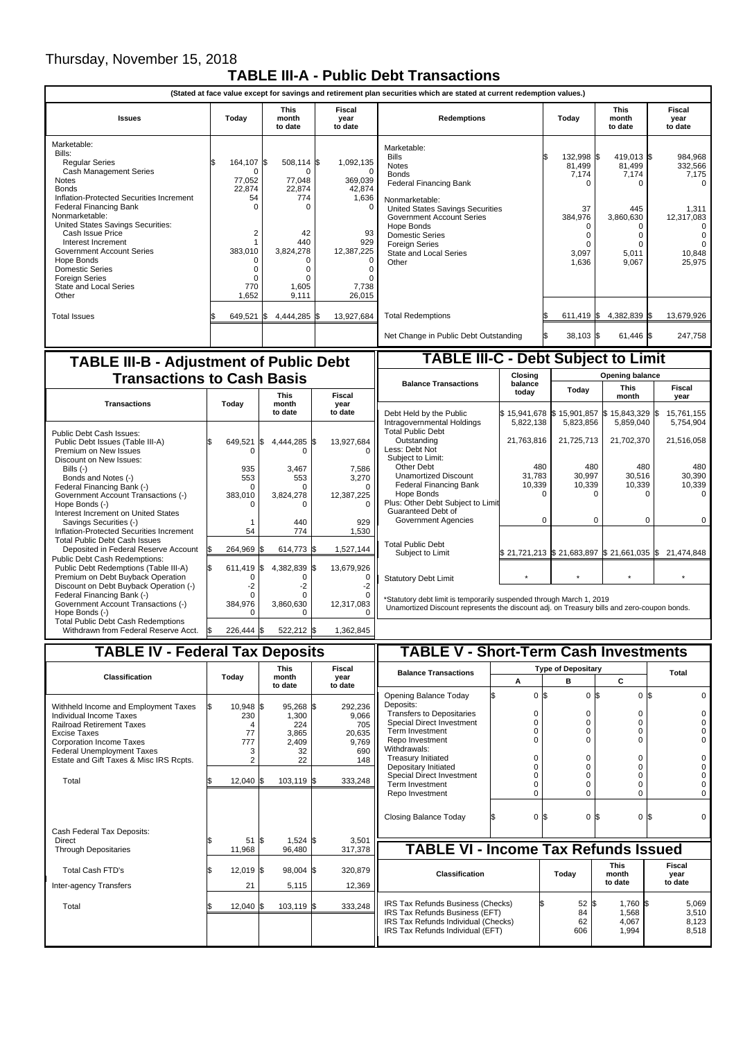Thursday, November 15, 2018

# TABLE III-A - Public Debt Transactions

(Stated at face value except for savings and retirement plan securities which are stated at current redemption values.)

| Issues | Today | This month to date | Fiscal year to date |
|---|---|---|---|
| Marketable: | | | |
| Bills: | | | |
| Regular Series | $ 164,107 | $ 508,114 | $ 1,092,135 |
| Cash Management Series | 0 | 0 | 0 |
| Notes | 77,052 | 77,048 | 369,039 |
| Bonds | 22,874 | 22,874 | 42,874 |
| Inflation-Protected Securities Increment | 54 | 774 | 1,636 |
| Federal Financing Bank | 0 | 0 | 0 |
| Nonmarketable: | | | |
| United States Savings Securities: | | | |
| Cash Issue Price | 2 | 42 | 93 |
| Interest Increment | 1 | 440 | 929 |
| Government Account Series | 383,010 | 3,824,278 | 12,387,225 |
| Hope Bonds | 0 | 0 | 0 |
| Domestic Series | 0 | 0 | 0 |
| Foreign Series | 0 | 0 | 0 |
| State and Local Series | 770 | 1,605 | 7,738 |
| Other | 1,652 | 9,111 | 26,015 |
| Total Issues | $ 649,521 | $ 4,444,285 | $ 13,927,684 |

| Redemptions | Today | This month to date | Fiscal year to date |
|---|---|---|---|
| Marketable: | | | |
| Bills | $ 132,998 | $ 419,013 | $ 984,968 |
| Notes | 81,499 | 81,499 | 332,566 |
| Bonds | 7,174 | 7,174 | 7,175 |
| Federal Financing Bank | 0 | 0 | 0 |
| Nonmarketable: | | | |
| United States Savings Securities | 37 | 445 | 1,311 |
| Government Account Series | 384,976 | 3,860,630 | 12,317,083 |
| Hope Bonds | 0 | 0 | 0 |
| Domestic Series | 0 | 0 | 0 |
| Foreign Series | 0 | 0 | 0 |
| State and Local Series | 3,097 | 5,011 | 10,848 |
| Other | 1,636 | 9,067 | 25,975 |
| Total Redemptions | $ 611,419 | $ 4,382,839 | $ 13,679,926 |
| Net Change in Public Debt Outstanding | $ 38,103 | $ 61,446 | $ 247,758 |

# TABLE III-B - Adjustment of Public Debt Transactions to Cash Basis

| Transactions | Today | This month to date | Fiscal year to date |
|---|---|---|---|
| Public Debt Cash Issues: | | | |
| Public Debt Issues (Table III-A) | $ 649,521 | $ 4,444,285 | $ 13,927,684 |
| Premium on New Issues | 0 | 0 | 0 |
| Discount on New Issues: | | | |
| Bills (-) | 935 | 3,467 | 7,586 |
| Bonds and Notes (-) | 553 | 553 | 3,270 |
| Federal Financing Bank (-) | 0 | 0 | 0 |
| Government Account Transactions (-) | 383,010 | 3,824,278 | 12,387,225 |
| Hope Bonds (-) | 0 | 0 | 0 |
| Interest Increment on United States Savings Securities (-) | 1 | 440 | 929 |
| Inflation-Protected Securities Increment | 54 | 774 | 1,530 |
| Total Public Debt Cash Issues Deposited in Federal Reserve Account | $ 264,969 | $ 614,773 | $ 1,527,144 |
| Public Debt Cash Redemptions: | | | |
| Public Debt Redemptions (Table III-A) | $ 611,419 | $ 4,382,839 | $ 13,679,926 |
| Premium on Debt Buyback Operation | 0 | 0 | 0 |
| Discount on Debt Buyback Operation (-) | -2 | -2 | -2 |
| Federal Financing Bank (-) | 0 | 0 | 0 |
| Government Account Transactions (-) | 384,976 | 3,860,630 | 12,317,083 |
| Hope Bonds (-) | 0 | 0 | 0 |
| Total Public Debt Cash Redemptions Withdrawn from Federal Reserve Acct. | $ 226,444 | $ 522,212 | $ 1,362,845 |

# TABLE III-C - Debt Subject to Limit

| Balance Transactions | Closing balance today | Opening balance Today | Opening balance This month | Opening balance Fiscal year |
|---|---|---|---|---|
| Debt Held by the Public | $ 15,941,678 | $ 15,901,857 | $ 15,843,329 | $ 15,761,155 |
| Intragovernmental Holdings | 5,822,138 | 5,823,856 | 5,859,040 | 5,754,904 |
| Total Public Debt Outstanding | 21,763,816 | 21,725,713 | 21,702,370 | 21,516,058 |
| Less: Debt Not Subject to Limit: | | | | |
| Other Debt | 480 | 480 | 480 | 480 |
| Unamortized Discount | 31,783 | 30,997 | 30,516 | 30,390 |
| Federal Financing Bank | 10,339 | 10,339 | 10,339 | 10,339 |
| Hope Bonds | 0 | 0 | 0 | 0 |
| Plus: Other Debt Subject to Limit | | | | |
| Guaranteed Debt of Government Agencies | 0 | 0 | 0 | 0 |
| Total Public Debt Subject to Limit | $ 21,721,213 | $ 21,683,897 | $ 21,661,035 | $ 21,474,848 |
| Statutory Debt Limit | * | * | * | * |

*Statutory debt limit is temporarily suspended through March 1, 2019

Unamortized Discount represents the discount adj. on Treasury bills and zero-coupon bonds.

# TABLE IV - Federal Tax Deposits

| Classification | Today | This month to date | Fiscal year to date |
|---|---|---|---|
| Withheld Income and Employment Taxes | $ 10,948 | $ 95,268 | $ 292,236 |
| Individual Income Taxes | 230 | 1,300 | 9,066 |
| Railroad Retirement Taxes | 4 | 224 | 705 |
| Excise Taxes | 77 | 3,865 | 20,635 |
| Corporation Income Taxes | 777 | 2,409 | 9,769 |
| Federal Unemployment Taxes | 3 | 32 | 690 |
| Estate and Gift Taxes & Misc IRS Rcpts. | 2 | 22 | 148 |
| Total | $ 12,040 | $ 103,119 | $ 333,248 |
| Cash Federal Tax Deposits: | | | |
| Direct | $ 51 | $ 1,524 | $ 3,501 |
| Through Depositaries | 11,968 | 96,480 | 317,378 |
| Total Cash FTD's | $ 12,019 | $ 98,004 | $ 320,879 |
| Inter-agency Transfers | 21 | 5,115 | 12,369 |
| Total | $ 12,040 | $ 103,119 | $ 333,248 |

# TABLE V - Short-Term Cash Investments

| Balance Transactions | Type of Depositary A | Type of Depositary B | Type of Depositary C | Total |
|---|---|---|---|---|
| Opening Balance Today | $ 0 | $ 0 | $ 0 | $ 0 |
| Deposits: | | | | |
| Transfers to Depositaries | 0 | 0 | 0 | 0 |
| Special Direct Investment | 0 | 0 | 0 | 0 |
| Term Investment | 0 | 0 | 0 | 0 |
| Repo Investment | 0 | 0 | 0 | 0 |
| Withdrawals: | | | | |
| Treasury Initiated | 0 | 0 | 0 | 0 |
| Depositary Initiated | 0 | 0 | 0 | 0 |
| Special Direct Investment | 0 | 0 | 0 | 0 |
| Term Investment | 0 | 0 | 0 | 0 |
| Repo Investment | 0 | 0 | 0 | 0 |
| Closing Balance Today | $ 0 | $ 0 | $ 0 | $ 0 |

# TABLE VI - Income Tax Refunds Issued

| Classification | Today | This month to date | Fiscal year to date |
|---|---|---|---|
| IRS Tax Refunds Business (Checks) | $ 52 | $ 1,760 | $ 5,069 |
| IRS Tax Refunds Business (EFT) | 84 | 1,568 | 3,510 |
| IRS Tax Refunds Individual (Checks) | 62 | 4,067 | 8,123 |
| IRS Tax Refunds Individual (EFT) | 606 | 1,994 | 8,518 |